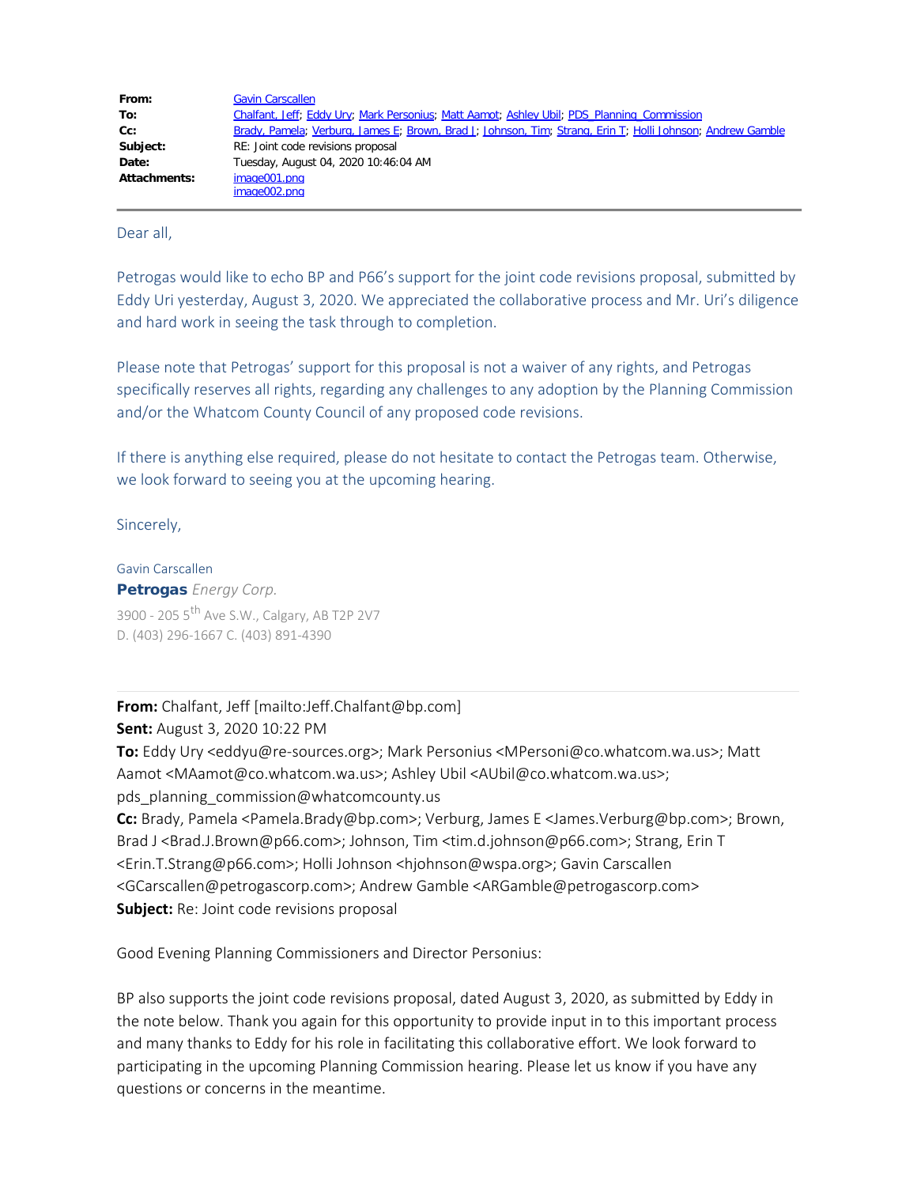| | |
|---|---|
| **From:** | Gavin Carscallen |
| **To:** | Chalfant, Jeff; Eddy Ury; Mark Personius; Matt Aamot; Ashley Ubil; PDS_Planning_Commission |
| **Cc:** | Brady, Pamela; Verburg, James E; Brown, Brad J; Johnson, Tim; Strang, Erin T; Holli Johnson; Andrew Gamble |
| **Subject:** | RE: Joint code revisions proposal |
| **Date:** | Tuesday, August 04, 2020 10:46:04 AM |
| **Attachments:** | image001.png<br>image002.png |

---

Dear all,

Petrogas would like to echo BP and P66's support for the joint code revisions proposal, submitted by Eddy Uri yesterday, August 3, 2020. We appreciated the collaborative process and Mr. Uri's diligence and hard work in seeing the task through to completion.

Please note that Petrogas' support for this proposal is not a waiver of any rights, and Petrogas specifically reserves all rights, regarding any challenges to any adoption by the Planning Commission and/or the Whatcom County Council of any proposed code revisions.

If there is anything else required, please do not hesitate to contact the Petrogas team. Otherwise, we look forward to seeing you at the upcoming hearing.

Sincerely,

Gavin Carscallen
**Petrogas** *Energy Corp.*
3900 - 205 5th Ave S.W., Calgary, AB T2P 2V7
D. (403) 296-1667 C. (403) 891-4390

---

**From:** Chalfant, Jeff [mailto:Jeff.Chalfant@bp.com]
**Sent:** August 3, 2020 10:22 PM
**To:** Eddy Ury <eddyu@re-sources.org>; Mark Personius <MPersoni@co.whatcom.wa.us>; Matt Aamot <MAamot@co.whatcom.wa.us>; Ashley Ubil <AUbil@co.whatcom.wa.us>; pds_planning_commission@whatcomcounty.us
**Cc:** Brady, Pamela <Pamela.Brady@bp.com>; Verburg, James E <James.Verburg@bp.com>; Brown, Brad J <Brad.J.Brown@p66.com>; Johnson, Tim <tim.d.johnson@p66.com>; Strang, Erin T <Erin.T.Strang@p66.com>; Holli Johnson <hjohnson@wspa.org>; Gavin Carscallen <GCarscallen@petrogascorp.com>; Andrew Gamble <ARGamble@petrogascorp.com>
**Subject:** Re: Joint code revisions proposal

Good Evening Planning Commissioners and Director Personius:

BP also supports the joint code revisions proposal, dated August 3, 2020, as submitted by Eddy in the note below. Thank you again for this opportunity to provide input in to this important process and many thanks to Eddy for his role in facilitating this collaborative effort. We look forward to participating in the upcoming Planning Commission hearing. Please let us know if you have any questions or concerns in the meantime.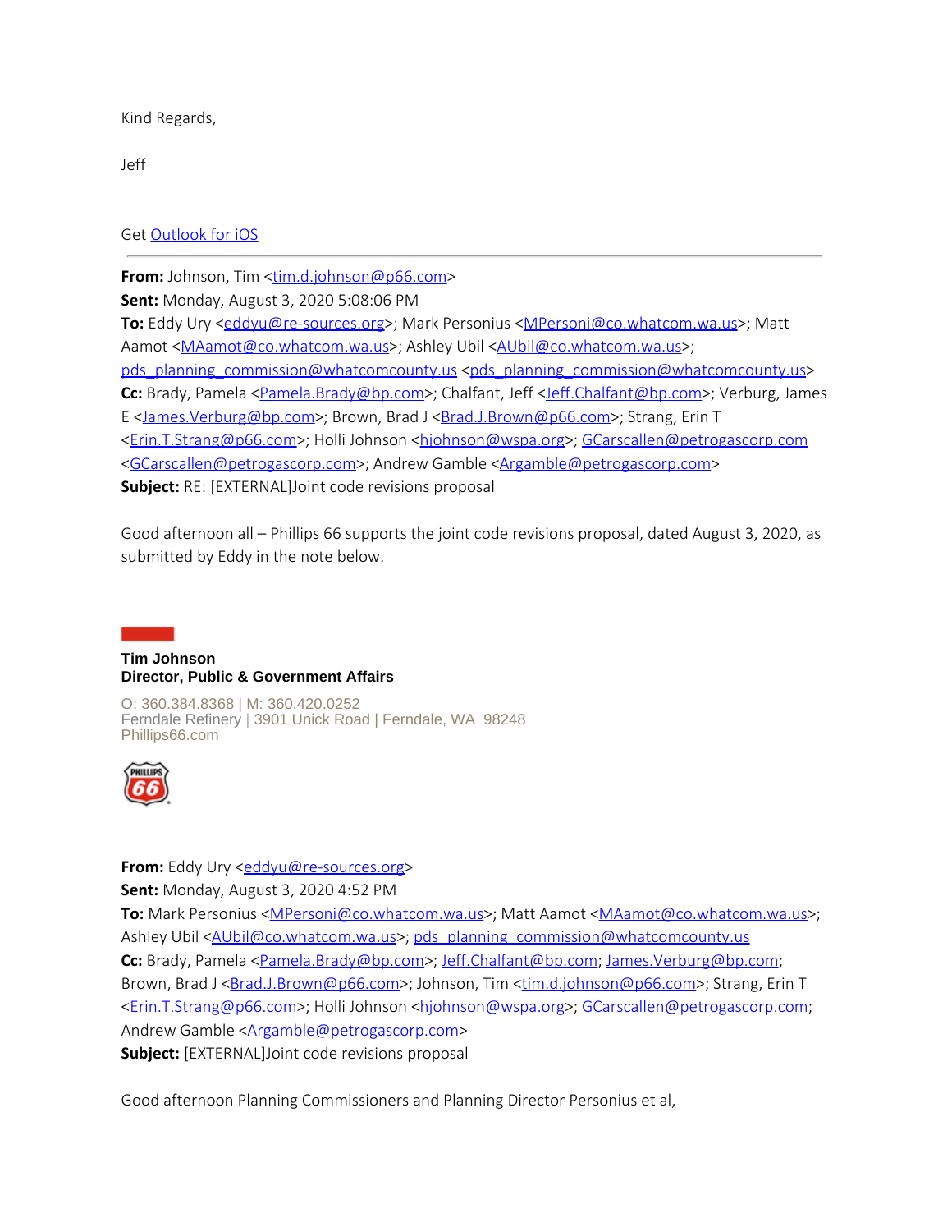Kind Regards,

Jeff

Get Outlook for iOS

---

**From:** Johnson, Tim <tim.d.johnson@p66.com>
**Sent:** Monday, August 3, 2020 5:08:06 PM
**To:** Eddy Ury <eddyu@re-sources.org>; Mark Personius <MPersoni@co.whatcom.wa.us>; Matt Aamot <MAamot@co.whatcom.wa.us>; Ashley Ubil <AUbil@co.whatcom.wa.us>; pds_planning_commission@whatcomcounty.us <pds_planning_commission@whatcomcounty.us>
**Cc:** Brady, Pamela <Pamela.Brady@bp.com>; Chalfant, Jeff <Jeff.Chalfant@bp.com>; Verburg, James E <James.Verburg@bp.com>; Brown, Brad J <Brad.J.Brown@p66.com>; Strang, Erin T <Erin.T.Strang@p66.com>; Holli Johnson <hjohnson@wspa.org>; GCarscallen@petrogascorp.com <GCarscallen@petrogascorp.com>; Andrew Gamble <Argamble@petrogascorp.com>
**Subject:** RE: [EXTERNAL]Joint code revisions proposal

Good afternoon all – Phillips 66 supports the joint code revisions proposal, dated August 3, 2020, as submitted by Eddy in the note below.

**Tim Johnson**
**Director, Public & Government Affairs**

O: 360.384.8368 | M: 360.420.0252
Ferndale Refinery | 3901 Unick Road | Ferndale, WA 98248
Phillips66.com

**From:** Eddy Ury <eddyu@re-sources.org>
**Sent:** Monday, August 3, 2020 4:52 PM
**To:** Mark Personius <MPersoni@co.whatcom.wa.us>; Matt Aamot <MAamot@co.whatcom.wa.us>; Ashley Ubil <AUbil@co.whatcom.wa.us>; pds_planning_commission@whatcomcounty.us
**Cc:** Brady, Pamela <Pamela.Brady@bp.com>; Jeff.Chalfant@bp.com; James.Verburg@bp.com; Brown, Brad J <Brad.J.Brown@p66.com>; Johnson, Tim <tim.d.johnson@p66.com>; Strang, Erin T <Erin.T.Strang@p66.com>; Holli Johnson <hjohnson@wspa.org>; GCarscallen@petrogascorp.com; Andrew Gamble <Argamble@petrogascorp.com>
**Subject:** [EXTERNAL]Joint code revisions proposal

Good afternoon Planning Commissioners and Planning Director Personius et al,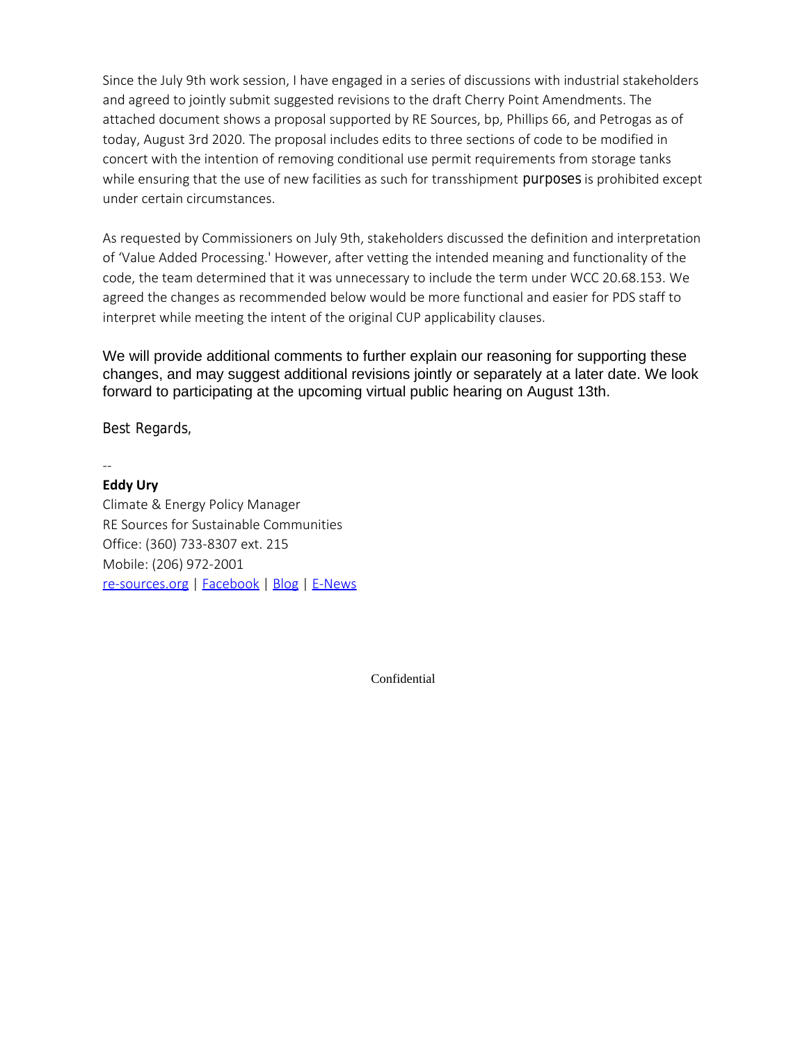Since the July 9th work session, I have engaged in a series of discussions with industrial stakeholders and agreed to jointly submit suggested revisions to the draft Cherry Point Amendments. The attached document shows a proposal supported by RE Sources, bp, Phillips 66, and Petrogas as of today, August 3rd 2020. The proposal includes edits to three sections of code to be modified in concert with the intention of removing conditional use permit requirements from storage tanks while ensuring that the use of new facilities as such for transshipment purposes is prohibited except under certain circumstances.

As requested by Commissioners on July 9th, stakeholders discussed the definition and interpretation of 'Value Added Processing.' However, after vetting the intended meaning and functionality of the code, the team determined that it was unnecessary to include the term under WCC 20.68.153. We agreed the changes as recommended below would be more functional and easier for PDS staff to interpret while meeting the intent of the original CUP applicability clauses.

We will provide additional comments to further explain our reasoning for supporting these changes, and may suggest additional revisions jointly or separately at a later date. We look forward to participating at the upcoming virtual public hearing on August 13th.

Best Regards,

--

**Eddy Ury**
Climate & Energy Policy Manager
RE Sources for Sustainable Communities
Office: (360) 733-8307 ext. 215
Mobile: (206) 972-2001
re-sources.org | Facebook | Blog | E-News

Confidential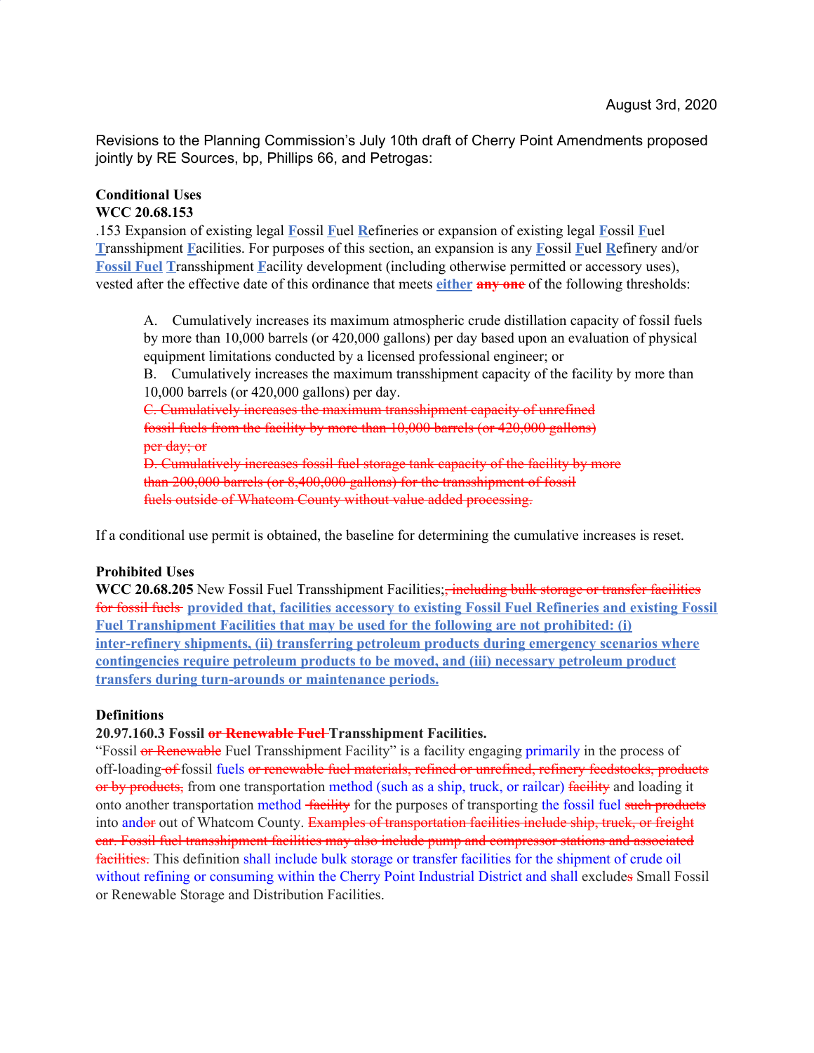August 3rd, 2020

Revisions to the Planning Commission's July 10th draft of Cherry Point Amendments proposed jointly by RE Sources, bp, Phillips 66, and Petrogas:

**Conditional Uses**
**WCC 20.68.153**
.153 Expansion of existing legal **F**ossil **F**uel **R**efineries or expansion of existing legal **F**ossil **F**uel **T**ransshipment **F**acilities. For purposes of this section, an expansion is any **F**ossil **F**uel **R**efinery and/or **Fossil Fuel** **T**ransshipment **F**acility development (including otherwise permitted or accessory uses), vested after the effective date of this ordinance that meets **either** ~~**any one**~~ of the following thresholds:

> A. Cumulatively increases its maximum atmospheric crude distillation capacity of fossil fuels by more than 10,000 barrels (or 420,000 gallons) per day based upon an evaluation of physical equipment limitations conducted by a licensed professional engineer; or
> B. Cumulatively increases the maximum transshipment capacity of the facility by more than 10,000 barrels (or 420,000 gallons) per day.
> ~~C. Cumulatively increases the maximum transshipment capacity of unrefined fossil fuels from the facility by more than 10,000 barrels (or 420,000 gallons) per day; or~~
> ~~D. Cumulatively increases fossil fuel storage tank capacity of the facility by more than 200,000 barrels (or 8,400,000 gallons) for the transshipment of fossil fuels outside of Whatcom County without value added processing.~~

If a conditional use permit is obtained, the baseline for determining the cumulative increases is reset.

**Prohibited Uses**
**WCC 20.68.205** New Fossil Fuel Transshipment Facilities;~~, including bulk storage or transfer facilities for fossil fuels~~ **provided that, facilities accessory to existing Fossil Fuel Refineries and existing Fossil Fuel Transhipment Facilities that may be used for the following are not prohibited: (i) inter-refinery shipments, (ii) transferring petroleum products during emergency scenarios where contingencies require petroleum products to be moved, and (iii) necessary petroleum product transfers during turn-arounds or maintenance periods.**

**Definitions**
**20.97.160.3 Fossil ~~or Renewable Fuel~~ Transshipment Facilities.**
"Fossil ~~or Renewable~~ Fuel Transshipment Facility" is a facility engaging primarily in the process of off-loading ~~of~~ fossil fuels ~~or renewable fuel materials, refined or unrefined, refinery feedstocks, products or by products,~~ from one transportation method (such as a ship, truck, or railcar) ~~facility~~ and loading it onto another transportation method ~~facility~~ for the purposes of transporting the fossil fuel ~~such products~~ into and~~or~~ out of Whatcom County. ~~Examples of transportation facilities include ship, truck, or freight car. Fossil fuel transshipment facilities may also include pump and compressor stations and associated facilities.~~ This definition shall include bulk storage or transfer facilities for the shipment of crude oil without refining or consuming within the Cherry Point Industrial District and shall exclude~~s~~ Small Fossil or Renewable Storage and Distribution Facilities.